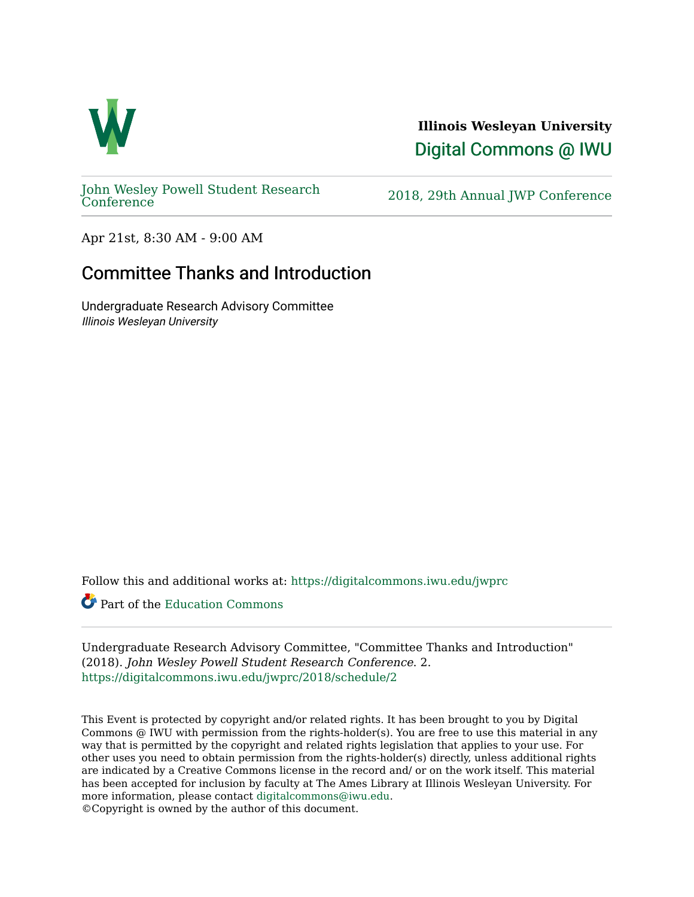**Illinois Wesleyan University**
Digital Commons @ IWU

John Wesley Powell Student Research Conference | 2018, 29th Annual JWP Conference

Apr 21st, 8:30 AM - 9:00 AM

# Committee Thanks and Introduction

Undergraduate Research Advisory Committee
*Illinois Wesleyan University*

Follow this and additional works at: https://digitalcommons.iwu.edu/jwprc

Part of the Education Commons

Undergraduate Research Advisory Committee, "Committee Thanks and Introduction" (2018). *John Wesley Powell Student Research Conference*. 2.
https://digitalcommons.iwu.edu/jwprc/2018/schedule/2

This Event is protected by copyright and/or related rights. It has been brought to you by Digital Commons @ IWU with permission from the rights-holder(s). You are free to use this material in any way that is permitted by the copyright and related rights legislation that applies to your use. For other uses you need to obtain permission from the rights-holder(s) directly, unless additional rights are indicated by a Creative Commons license in the record and/ or on the work itself. This material has been accepted for inclusion by faculty at The Ames Library at Illinois Wesleyan University. For more information, please contact digitalcommons@iwu.edu.
©Copyright is owned by the author of this document.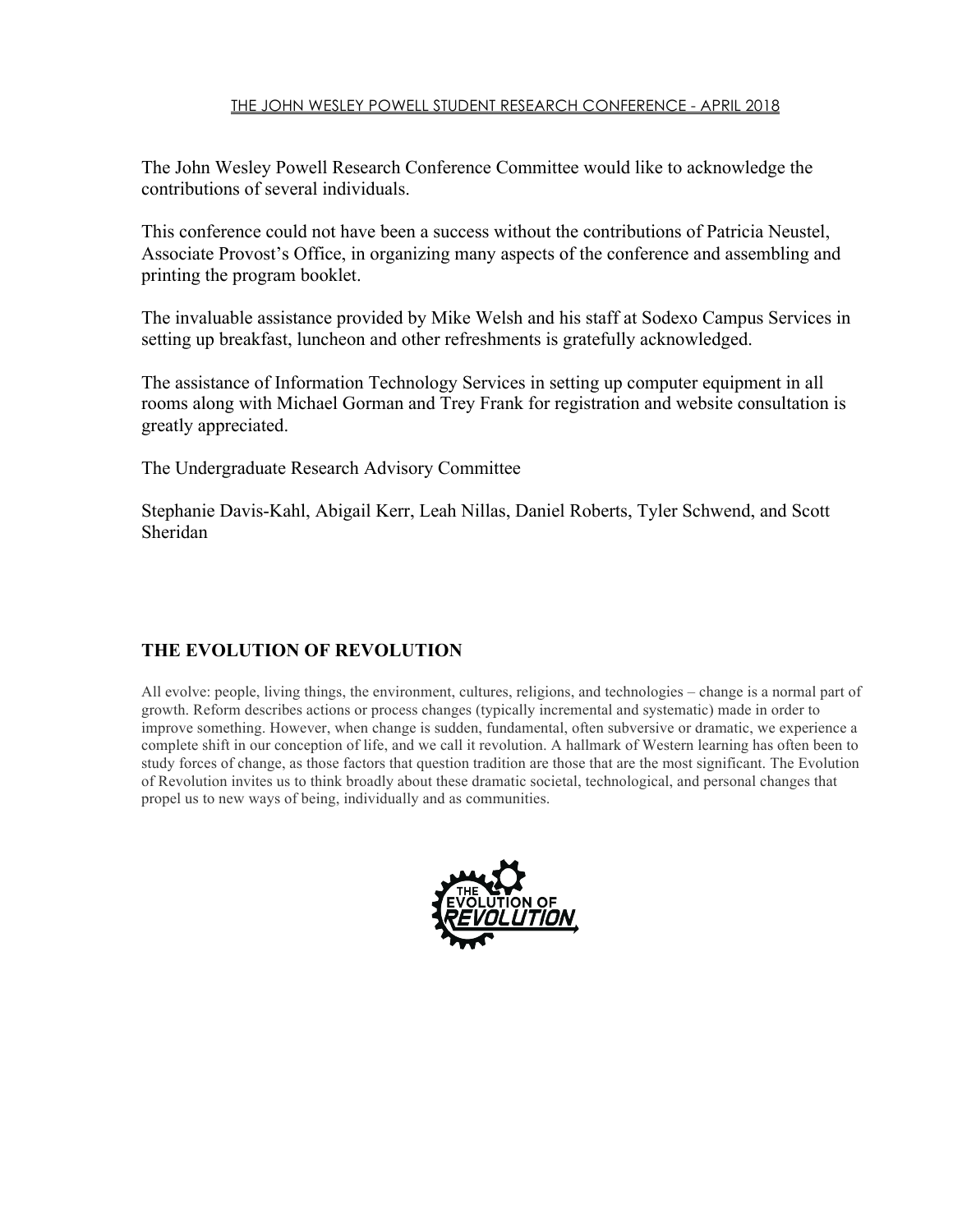The John Wesley Powell Research Conference Committee would like to acknowledge the contributions of several individuals.

This conference could not have been a success without the contributions of Patricia Neustel, Associate Provost's Office, in organizing many aspects of the conference and assembling and printing the program booklet.

The invaluable assistance provided by Mike Welsh and his staff at Sodexo Campus Services in setting up breakfast, luncheon and other refreshments is gratefully acknowledged.

The assistance of Information Technology Services in setting up computer equipment in all rooms along with Michael Gorman and Trey Frank for registration and website consultation is greatly appreciated.

The Undergraduate Research Advisory Committee

Stephanie Davis-Kahl, Abigail Kerr, Leah Nillas, Daniel Roberts, Tyler Schwend, and Scott Sheridan

## THE EVOLUTION OF REVOLUTION

All evolve: people, living things, the environment, cultures, religions, and technologies – change is a normal part of growth. Reform describes actions or process changes (typically incremental and systematic) made in order to improve something. However, when change is sudden, fundamental, often subversive or dramatic, we experience a complete shift in our conception of life, and we call it revolution. A hallmark of Western learning has often been to study forces of change, as those factors that question tradition are those that are the most significant. The Evolution of Revolution invites us to think broadly about these dramatic societal, technological, and personal changes that propel us to new ways of being, individually and as communities.

THE EVOLUTION OF REVOLUTION